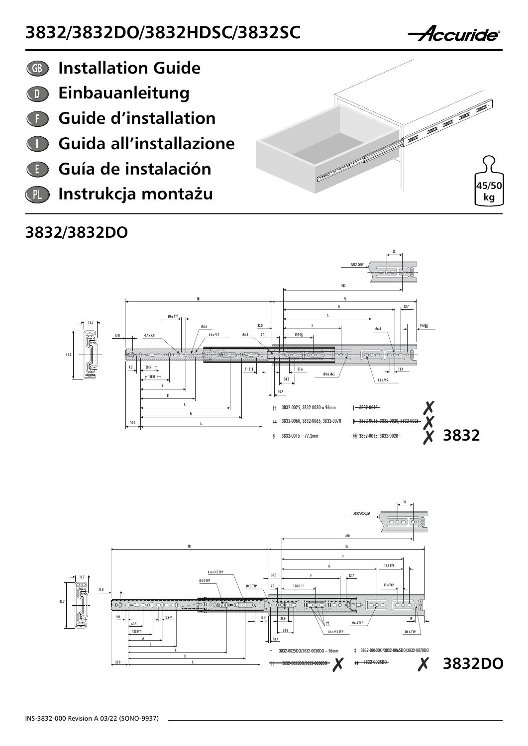# 3832/3832DO/3832HDSC/3832SC

Accuride®

- GB **Installation Guide**
- D **Einbauanleitung**
- F **Guide d'installation**
- I **Guida all'installazione**
- E **Guía de instalación**
- PL **Instrukcja montażu**

45/50 kg

## 3832/3832DO

3832-0055

32

480

TR

SL

H

G

F

12.7

10.6 ‡‡

35.0

Ø4.4

Ø6.4

19.0§§

12.7

17.8

4.7 x 7.9

4.4 x 9.5

Ø4.3

9.0

128.0§

45.7

9.0

60.5 †

† 128.0 ††

11.2 ‡

21.6

Ø4.6 (4x)

11.4

34.3

4.6 x 9.5

A

B

10.7

C

D

35.0

E

†† 3832-0025, 3832-0030 = 96mm

‡‡ 3832-0060, 3832-0065, 3832-0070

§ 3832-0015 = 77.2mm

~~† 3832-0015~~ ✗

~~‡ 3832-0015, 3832-0020, 3832-0025~~ ✗

~~§§ 3832-0015, 3832-0020~~ ✗ **3832**

3832-0055DO

32

480

TR

SL

H

G

12.7 TYP.

4.4 x 9.5 TYP.

35.0

F

12.7

Ø4.4 TYP.

Ø4.3 TYP.

9.0

128.0 ††

11.4 TYP.

12.7

17.8

45.7

9.0

10.6 ‡

11.2 ‡‡

21.6

††

19

60.5

Ø6.4 TYP.

128.0 †

34.3

4.6 x 9.5 TYP.

Ø4.6 TYP.

A

10.7

B

C

D

35.0

E

† 3832-0025DO/3832-0030DO – 96mm

‡ 3832-0060DO/3832-0065DO/3832-0070DO

~~†† 3832-0025DO/3832-0030DO~~ ✗

~~‡‡ 3832-0025DO~~ ✗ **3832DO**

INS-3832-000 Revision A 03/22 (SONO-9937)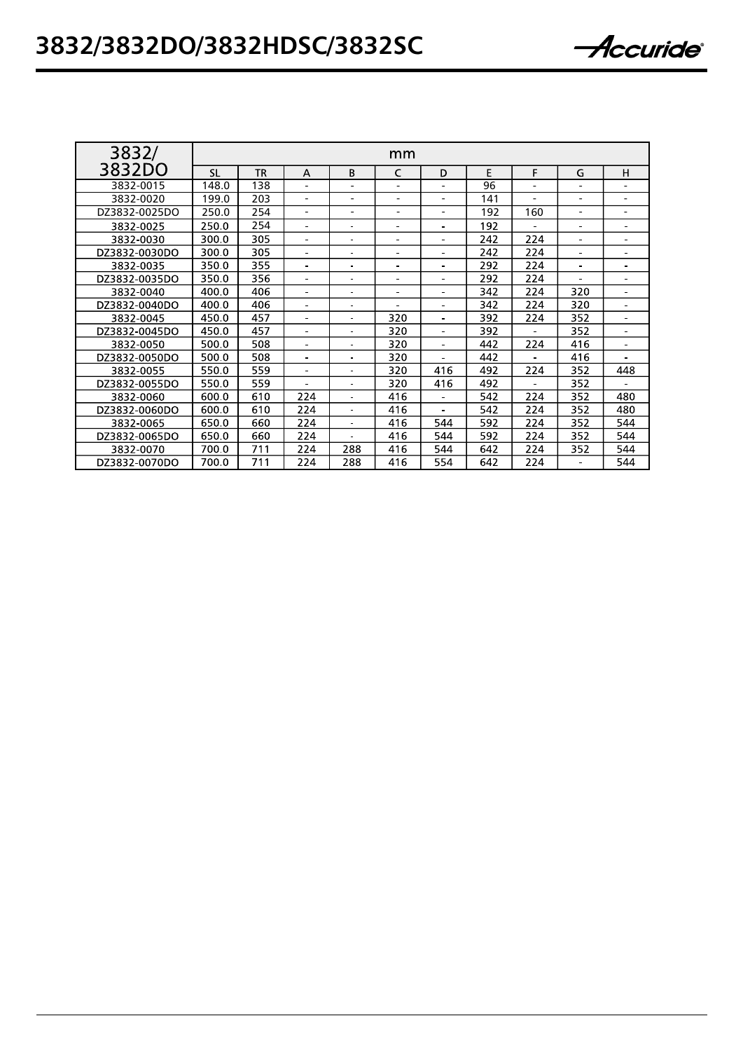# 3832/3832DO/3832HDSC/3832SC

| 3832/ 3832DO | mm | | | | | | | | | |
|---|---|---|---|---|---|---|---|---|---|---|
| | SL | TR | A | B | C | D | E | F | G | H |
| 3832-0015 | 148.0 | 138 | - | - | - | - | 96 | - | - | - |
| 3832-0020 | 199.0 | 203 | - | - | - | - | 141 | - | - | - |
| DZ3832-0025DO | 250.0 | 254 | - | - | - | - | 192 | 160 | - | - |
| 3832-0025 | 250.0 | 254 | - | - | - | - | 192 | - | - | - |
| 3832-0030 | 300.0 | 305 | - | - | - | - | 242 | 224 | - | - |
| DZ3832-0030DO | 300.0 | 305 | - | - | - | - | 242 | 224 | - | - |
| 3832-0035 | 350.0 | 355 | - | - | - | - | 292 | 224 | - | - |
| DZ3832-0035DO | 350.0 | 356 | - | - | - | - | 292 | 224 | - | - |
| 3832-0040 | 400.0 | 406 | - | - | - | - | 342 | 224 | 320 | - |
| DZ3832-0040DO | 400.0 | 406 | - | - | - | - | 342 | 224 | 320 | - |
| 3832-0045 | 450.0 | 457 | - | - | 320 | - | 392 | 224 | 352 | - |
| DZ3832-0045DO | 450.0 | 457 | - | - | 320 | - | 392 | - | 352 | - |
| 3832-0050 | 500.0 | 508 | - | - | 320 | - | 442 | 224 | 416 | - |
| DZ3832-0050DO | 500.0 | 508 | - | - | 320 | - | 442 | - | 416 | - |
| 3832-0055 | 550.0 | 559 | - | - | 320 | 416 | 492 | 224 | 352 | 448 |
| DZ3832-0055DO | 550.0 | 559 | - | - | 320 | 416 | 492 | - | 352 | - |
| 3832-0060 | 600.0 | 610 | 224 | - | 416 | - | 542 | 224 | 352 | 480 |
| DZ3832-0060DO | 600.0 | 610 | 224 | - | 416 | - | 542 | 224 | 352 | 480 |
| 3832-0065 | 650.0 | 660 | 224 | - | 416 | 544 | 592 | 224 | 352 | 544 |
| DZ3832-0065DO | 650.0 | 660 | 224 | - | 416 | 544 | 592 | 224 | 352 | 544 |
| 3832-0070 | 700.0 | 711 | 224 | 288 | 416 | 544 | 642 | 224 | 352 | 544 |
| DZ3832-0070DO | 700.0 | 711 | 224 | 288 | 416 | 554 | 642 | 224 | - | 544 |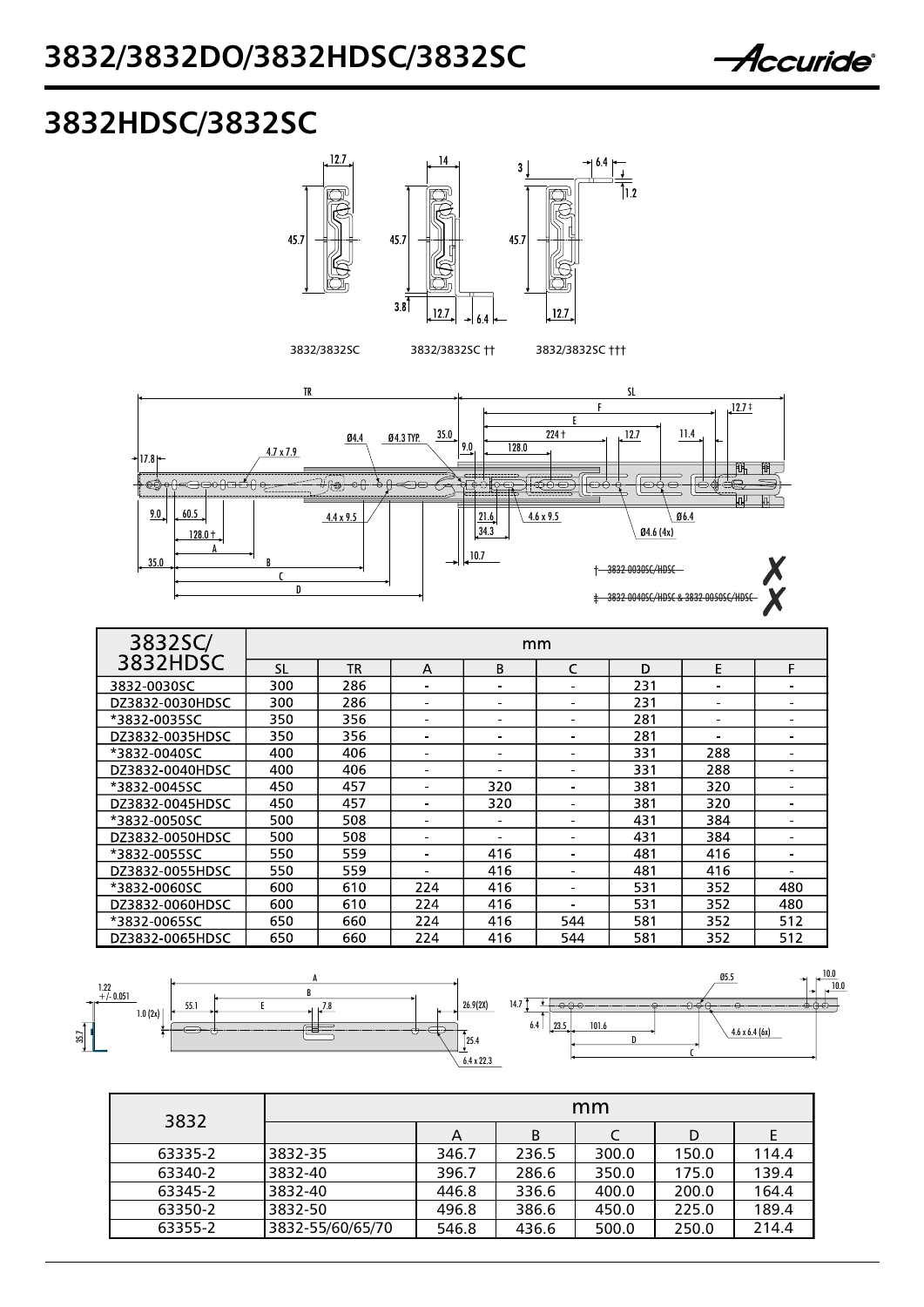# 3832/3832DO/3832HDSC/3832SC

## 3832HDSC/3832SC

3832/3832SC 3832/3832SC †† 3832/3832SC †††

† 3832-0030SC/HDSC

‡ 3832-0040SC/HDSC & 3832-0050SC/HDSC

| 3832SC/ 3832HDSC | mm | | | | | | | |
|---|---|---|---|---|---|---|---|---|
| | SL | TR | A | B | C | D | E | F |
| 3832-0030SC | 300 | 286 | - | - | - | 231 | - | - |
| DZ3832-0030HDSC | 300 | 286 | - | - | - | 231 | - | - |
| *3832-0035SC | 350 | 356 | - | - | - | 281 | - | - |
| DZ3832-0035HDSC | 350 | 356 | - | - | - | 281 | - | - |
| *3832-0040SC | 400 | 406 | - | - | - | 331 | 288 | - |
| DZ3832-0040HDSC | 400 | 406 | - | - | - | 331 | 288 | - |
| *3832-0045SC | 450 | 457 | - | 320 | - | 381 | 320 | - |
| DZ3832-0045HDSC | 450 | 457 | - | 320 | - | 381 | 320 | - |
| *3832-0050SC | 500 | 508 | - | - | - | 431 | 384 | - |
| DZ3832-0050HDSC | 500 | 508 | - | - | - | 431 | 384 | - |
| *3832-0055SC | 550 | 559 | - | 416 | - | 481 | 416 | - |
| DZ3832-0055HDSC | 550 | 559 | - | 416 | - | 481 | 416 | - |
| *3832-0060SC | 600 | 610 | 224 | 416 | - | 531 | 352 | 480 |
| DZ3832-0060HDSC | 600 | 610 | 224 | 416 | - | 531 | 352 | 480 |
| *3832-0065SC | 650 | 660 | 224 | 416 | 544 | 581 | 352 | 512 |
| DZ3832-0065HDSC | 650 | 660 | 224 | 416 | 544 | 581 | 352 | 512 |

| 3832 | mm | | | | | |
|---|---|---|---|---|---|---|
| | | A | B | C | D | E |
| 63335-2 | 3832-35 | 346.7 | 236.5 | 300.0 | 150.0 | 114.4 |
| 63340-2 | 3832-40 | 396.7 | 286.6 | 350.0 | 175.0 | 139.4 |
| 63345-2 | 3832-40 | 446.8 | 336.6 | 400.0 | 200.0 | 164.4 |
| 63350-2 | 3832-50 | 496.8 | 386.6 | 450.0 | 225.0 | 189.4 |
| 63355-2 | 3832-55/60/65/70 | 546.8 | 436.6 | 500.0 | 250.0 | 214.4 |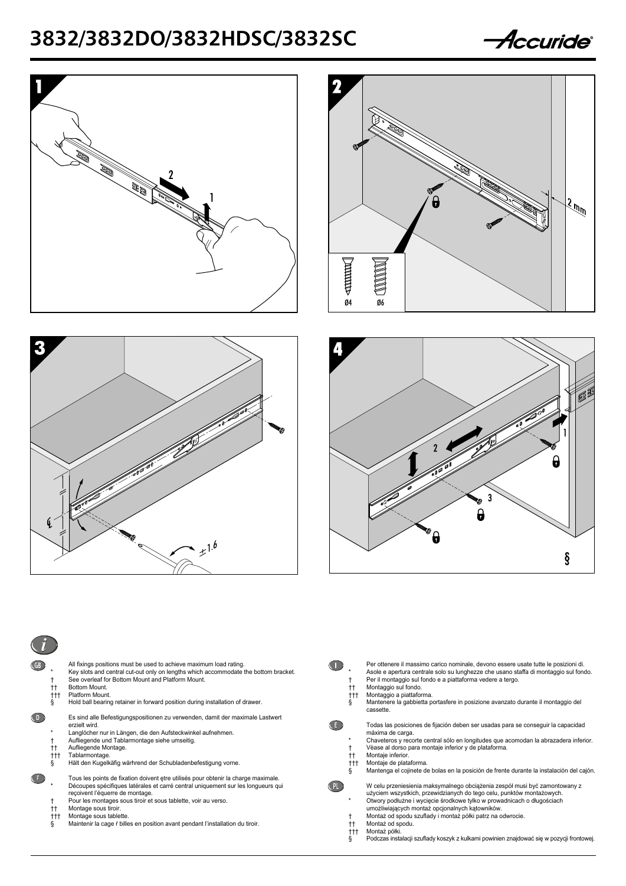# 3832/3832DO/3832HDSC/3832SC

**GB**

All fixings positions must be used to achieve maximum load rating.

- \* Key slots and central cut-out only on lengths which accommodate the bottom bracket.
- † See overleaf for Bottom Mount and Platform Mount.
- †† Bottom Mount.
- ††† Platform Mount.
- § Hold ball bearing retainer in forward position during installation of drawer.

**D**

Es sind alle Befestigungspositionen zu verwenden, damit der maximale Lastwert erzielt wird.

- \* Langlöcher nur in Längen, die den Aufsteckwinkel aufnehmen.
- † Aufliegende und Tablarmontage siehe umseitig.
- †† Aufliegende Montage.
- ††† Tablarmontage.
- § Hält den Kugelkäfig wärhrend der Schubladenbefestigung vorne.

**F**

Tous les points de fixation doivent ętre utilisés pour obtenir la charge maximale.

- \* Découpes spécifiques latérales et carré central uniquement sur les longueurs qui reçoivent l'équerre de montage.
- † Pour les montages sous tiroir et sous tablette, voir au verso.
- †† Montage sous tiroir.
- ††† Montage sous tablette.
- § Maintenir la cage ŕ billes en position avant pendant l'installation du tiroir.

**I**

Per ottenere il massimo carico nominale, devono essere usate tutte le posizioni di.

- \* Asole e apertura centrale solo su lunghezze che usano staffa di montaggio sul fondo.
- † Per il montaggio sul fondo e a piattaforma vedere a tergo.
- †† Montaggio sul fondo.
- ††† Montaggio a piattaforma.
- § Mantenere la gabbietta portasfere in posizione avanzato durante il montaggio del cassette.

**E**

Todas las posiciones de fijación deben ser usadas para se conseguir la capacidad máxima de carga.

- \* Chaveteros y recorte central sólo en longitudes que acomodan la abrazadera inferior.
- † Véase al dorso para montaje inferior y de plataforma.
- †† Montaje inferior.
- ††† Montaje de plataforma.
- § Mantenga el cojinete de bolas en la posición de frente durante la instalación del cajón.

**PL**

W celu przeniesienia maksymalnego obciążenia zespół musi być zamontowany z użyciem wszystkich, przewidzianych do tego celu, punktów montażowych.

- \* Otwory podłużne i wycięcie środkowe tylko w prowadnicach o długościach umożliwiających montaż opcjonalnych kątowników.
- † Montaż od spodu szuflady i montaż półki patrz na odwrocie.
- †† Montaż od spodu.
- ††† Montaż półki.
- § Podczas instalacji szuflady koszyk z kulkami powinien znajdować się w pozycji frontowej.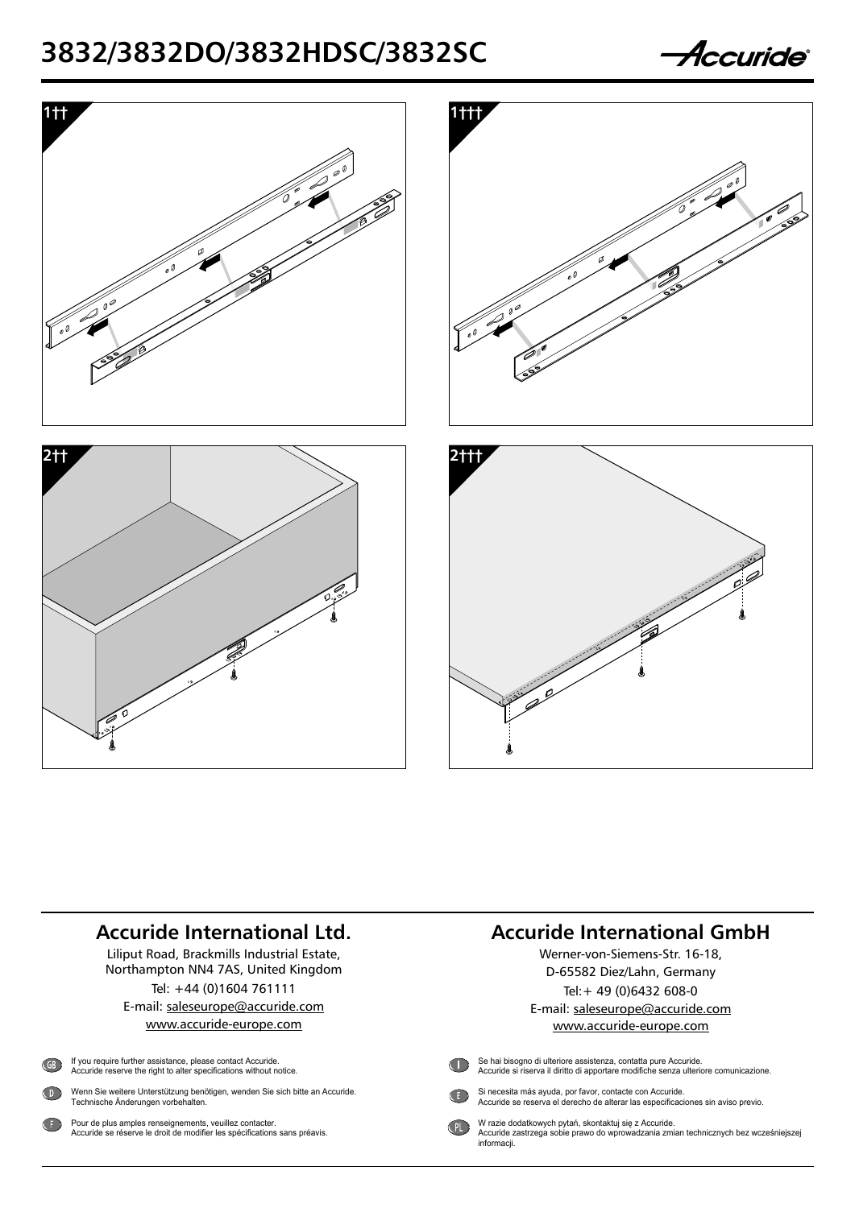# 3832/3832DO/3832HDSC/3832SC

1††

1†††

2††

2†††

## Accuride International Ltd.

Liliput Road, Brackmills Industrial Estate,
Northampton NN4 7AS, United Kingdom
Tel: +44 (0)1604 761111
E-mail: saleseurope@accuride.com
www.accuride-europe.com

## Accuride International GmbH

Werner-von-Siemens-Str. 16-18,
D-65582 Diez/Lahn, Germany
Tel:+ 49 (0)6432 608-0
E-mail: saleseurope@accuride.com
www.accuride-europe.com

GB If you require further assistance, please contact Accuride.
Accuride reserve the right to alter specifications without notice.

D Wenn Sie weitere Unterstützung benötigen, wenden Sie sich bitte an Accuride.
Technische Änderungen vorbehalten.

F Pour de plus amples renseignements, veuillez contacter.
Accuride se réserve le droit de modifier les spécifications sans préavis.

I Se hai bisogno di ulteriore assistenza, contatta pure Accuride.
Accuride si riserva il diritto di apportare modifiche senza ulteriore comunicazione.

E Si necesita más ayuda, por favor, contacte con Accuride.
Accuride se reserva el derecho de alterar las especificaciones sin aviso previo.

PL W razie dodatkowych pytań, skontaktuj się z Accuride.
Accuride zastrzega sobie prawo do wprowadzania zmian technicznych bez wcześniejszej informacji.